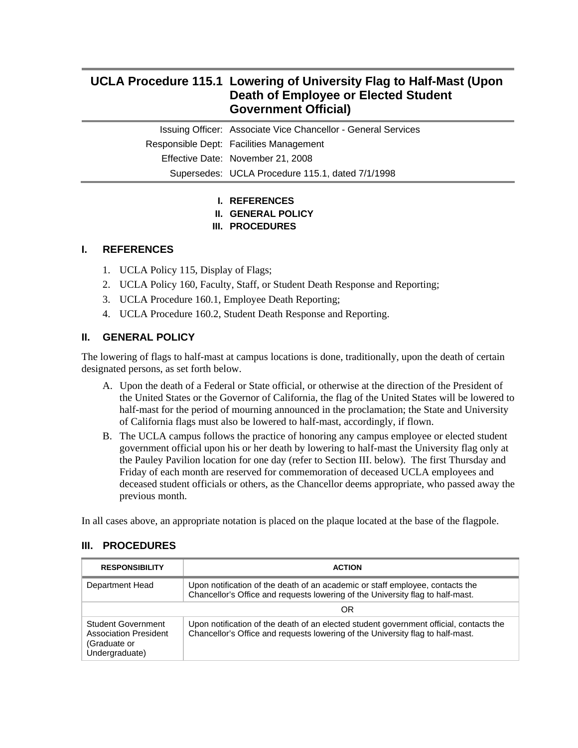# UCLA Procedure 115.1 Lowering of University Flag to Half-Mast (Upon Death of Employee or Elected Student Government Official)

| | |
|---|---|
| Issuing Officer: | Associate Vice Chancellor - General Services |
| Responsible Dept: | Facilities Management |
| Effective Date: | November 21, 2008 |
| Supersedes: | UCLA Procedure 115.1, dated 7/1/1998 |

**I. REFERENCES**
**II. GENERAL POLICY**
**III. PROCEDURES**

## I. REFERENCES

1. UCLA Policy 115, Display of Flags;
2. UCLA Policy 160, Faculty, Staff, or Student Death Response and Reporting;
3. UCLA Procedure 160.1, Employee Death Reporting;
4. UCLA Procedure 160.2, Student Death Response and Reporting.

## II. GENERAL POLICY

The lowering of flags to half-mast at campus locations is done, traditionally, upon the death of certain designated persons, as set forth below.

A. Upon the death of a Federal or State official, or otherwise at the direction of the President of the United States or the Governor of California, the flag of the United States will be lowered to half-mast for the period of mourning announced in the proclamation; the State and University of California flags must also be lowered to half-mast, accordingly, if flown.

B. The UCLA campus follows the practice of honoring any campus employee or elected student government official upon his or her death by lowering to half-mast the University flag only at the Pauley Pavilion location for one day (refer to Section III. below). The first Thursday and Friday of each month are reserved for commemoration of deceased UCLA employees and deceased student officials or others, as the Chancellor deems appropriate, who passed away the previous month.

In all cases above, an appropriate notation is placed on the plaque located at the base of the flagpole.

## III. PROCEDURES

| RESPONSIBILITY | ACTION |
|---|---|
| Department Head | Upon notification of the death of an academic or staff employee, contacts the Chancellor's Office and requests lowering of the University flag to half-mast. |
| | OR |
| Student Government Association President (Graduate or Undergraduate) | Upon notification of the death of an elected student government official, contacts the Chancellor's Office and requests lowering of the University flag to half-mast. |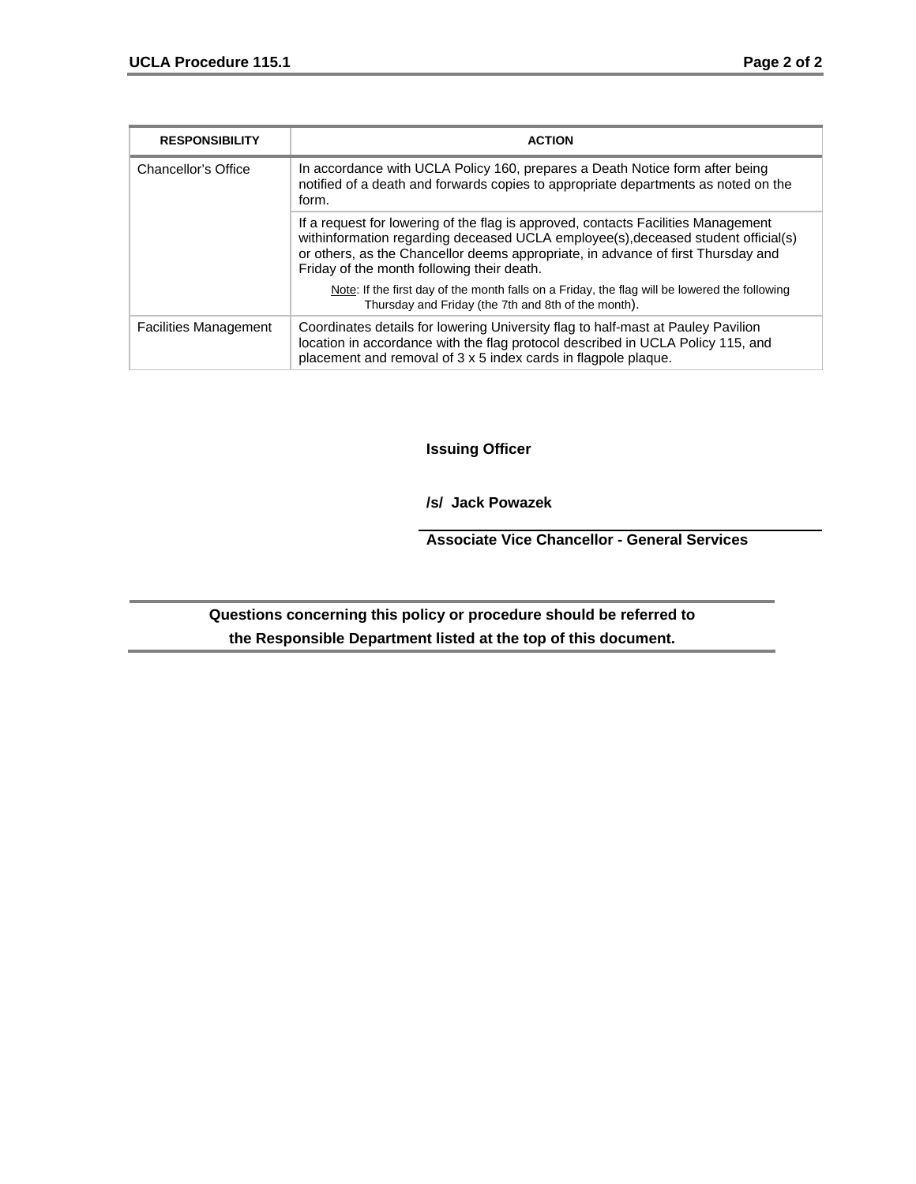| RESPONSIBILITY | ACTION |
|---|---|
| Chancellor's Office | In accordance with UCLA Policy 160, prepares a Death Notice form after being notified of a death and forwards copies to appropriate departments as noted on the form. |
| | If a request for lowering of the flag is approved, contacts Facilities Management withinformation regarding deceased UCLA employee(s),deceased student official(s) or others, as the Chancellor deems appropriate, in advance of first Thursday and Friday of the month following their death. <br><br> Note: If the first day of the month falls on a Friday, the flag will be lowered the following Thursday and Friday (the 7th and 8th of the month). |
| Facilities Management | Coordinates details for lowering University flag to half-mast at Pauley Pavilion location in accordance with the flag protocol described in UCLA Policy 115, and placement and removal of 3 x 5 index cards in flagpole plaque. |

**Issuing Officer**

**/s/ Jack Powazek**

**Associate Vice Chancellor - General Services**

---

**Questions concerning this policy or procedure should be referred to the Responsible Department listed at the top of this document.**

---